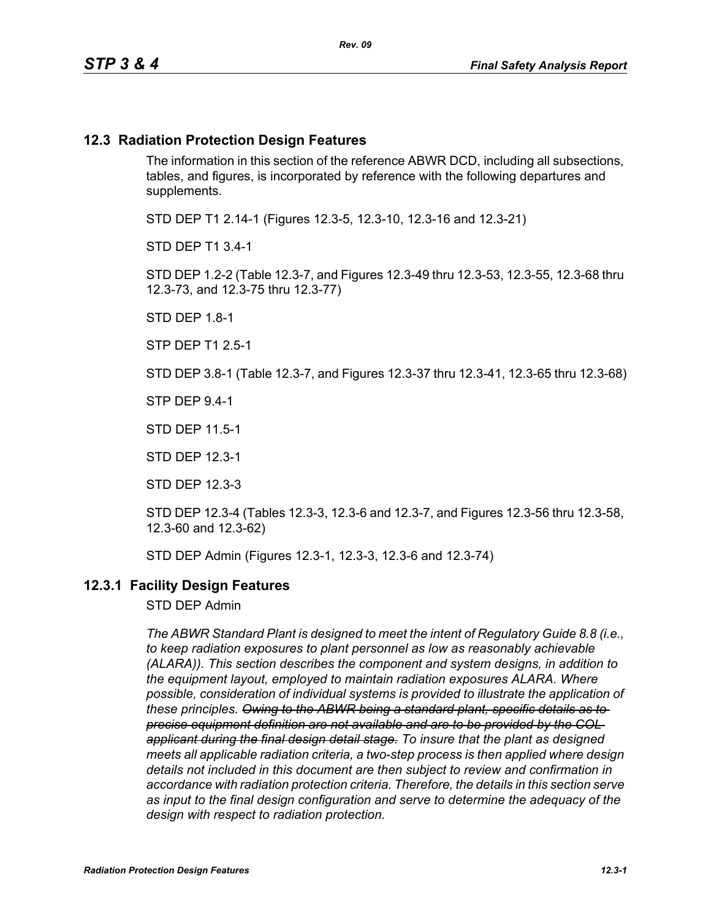## 12.3 Radiation Protection Design Features

The information in this section of the reference ABWR DCD, including all subsections, tables, and figures, is incorporated by reference with the following departures and supplements.

STD DEP T1 2.14-1 (Figures 12.3-5, 12.3-10, 12.3-16 and 12.3-21)

STD DEP T1 3.4-1

STD DEP 1.2-2 (Table 12.3-7, and Figures 12.3-49 thru 12.3-53, 12.3-55, 12.3-68 thru 12.3-73, and 12.3-75 thru 12.3-77)

STD DEP 1.8-1

STP DEP T1 2.5-1

STD DEP 3.8-1 (Table 12.3-7, and Figures 12.3-37 thru 12.3-41, 12.3-65 thru 12.3-68)

STP DEP 9.4-1

STD DEP 11.5-1

STD DEP 12.3-1

STD DEP 12.3-3

STD DEP 12.3-4 (Tables 12.3-3, 12.3-6 and 12.3-7, and Figures 12.3-56 thru 12.3-58, 12.3-60 and 12.3-62)

STD DEP Admin (Figures 12.3-1, 12.3-3, 12.3-6 and 12.3-74)

### 12.3.1 Facility Design Features

STD DEP Admin

*The ABWR Standard Plant is designed to meet the intent of Regulatory Guide 8.8 (i.e., to keep radiation exposures to plant personnel as low as reasonably achievable (ALARA)). This section describes the component and system designs, in addition to the equipment layout, employed to maintain radiation exposures ALARA. Where possible, consideration of individual systems is provided to illustrate the application of these principles. ~~Owing to the ABWR being a standard plant, specific details as to precise equipment definition are not available and are to be provided by the COL applicant during the final design detail stage.~~ To insure that the plant as designed meets all applicable radiation criteria, a two-step process is then applied where design details not included in this document are then subject to review and confirmation in accordance with radiation protection criteria. Therefore, the details in this section serve as input to the final design configuration and serve to determine the adequacy of the design with respect to radiation protection.*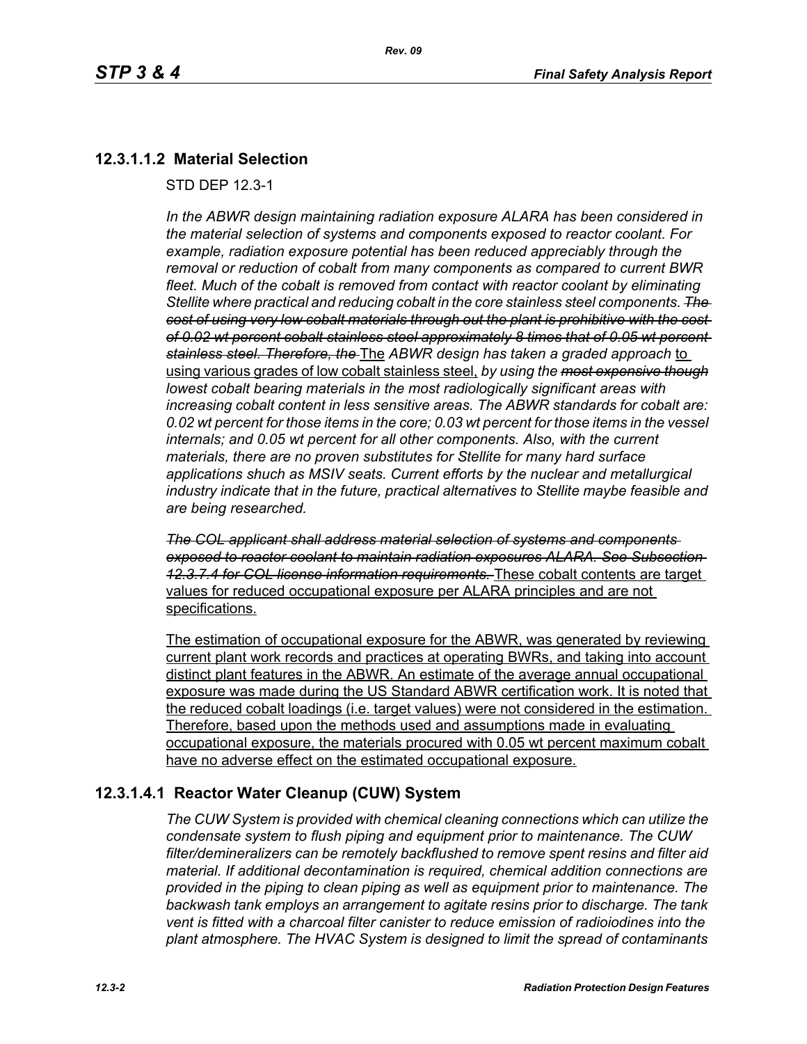## 12.3.1.1.2 Material Selection

STD DEP 12.3-1

*In the ABWR design maintaining radiation exposure ALARA has been considered in the material selection of systems and components exposed to reactor coolant. For example, radiation exposure potential has been reduced appreciably through the removal or reduction of cobalt from many components as compared to current BWR fleet. Much of the cobalt is removed from contact with reactor coolant by eliminating Stellite where practical and reducing cobalt in the core stainless steel components.* ~~*The cost of using very low cobalt materials through out the plant is prohibitive with the cost of 0.02 wt percent cobalt stainless steel approximately 8 times that of 0.05 wt percent stainless steel. Therefore, the*~~ The *ABWR design has taken a graded approach* to using various grades of low cobalt stainless steel, *by using the* ~~*most expensive though*~~ *lowest cobalt bearing materials in the most radiologically significant areas with increasing cobalt content in less sensitive areas. The ABWR standards for cobalt are: 0.02 wt percent for those items in the core; 0.03 wt percent for those items in the vessel internals; and 0.05 wt percent for all other components. Also, with the current materials, there are no proven substitutes for Stellite for many hard surface applications shuch as MSIV seats. Current efforts by the nuclear and metallurgical industry indicate that in the future, practical alternatives to Stellite maybe feasible and are being researched.*

~~*The COL applicant shall address material selection of systems and components exposed to reactor coolant to maintain radiation exposures ALARA. See Subsection 12.3.7.4 for COL license information requirements.*~~ These cobalt contents are target values for reduced occupational exposure per ALARA principles and are not specifications.

The estimation of occupational exposure for the ABWR, was generated by reviewing current plant work records and practices at operating BWRs, and taking into account distinct plant features in the ABWR. An estimate of the average annual occupational exposure was made during the US Standard ABWR certification work. It is noted that the reduced cobalt loadings (i.e. target values) were not considered in the estimation. Therefore, based upon the methods used and assumptions made in evaluating occupational exposure, the materials procured with 0.05 wt percent maximum cobalt have no adverse effect on the estimated occupational exposure.

## 12.3.1.4.1 Reactor Water Cleanup (CUW) System

*The CUW System is provided with chemical cleaning connections which can utilize the condensate system to flush piping and equipment prior to maintenance. The CUW filter/demineralizers can be remotely backflushed to remove spent resins and filter aid material. If additional decontamination is required, chemical addition connections are provided in the piping to clean piping as well as equipment prior to maintenance. The backwash tank employs an arrangement to agitate resins prior to discharge. The tank vent is fitted with a charcoal filter canister to reduce emission of radioiodines into the plant atmosphere. The HVAC System is designed to limit the spread of contaminants*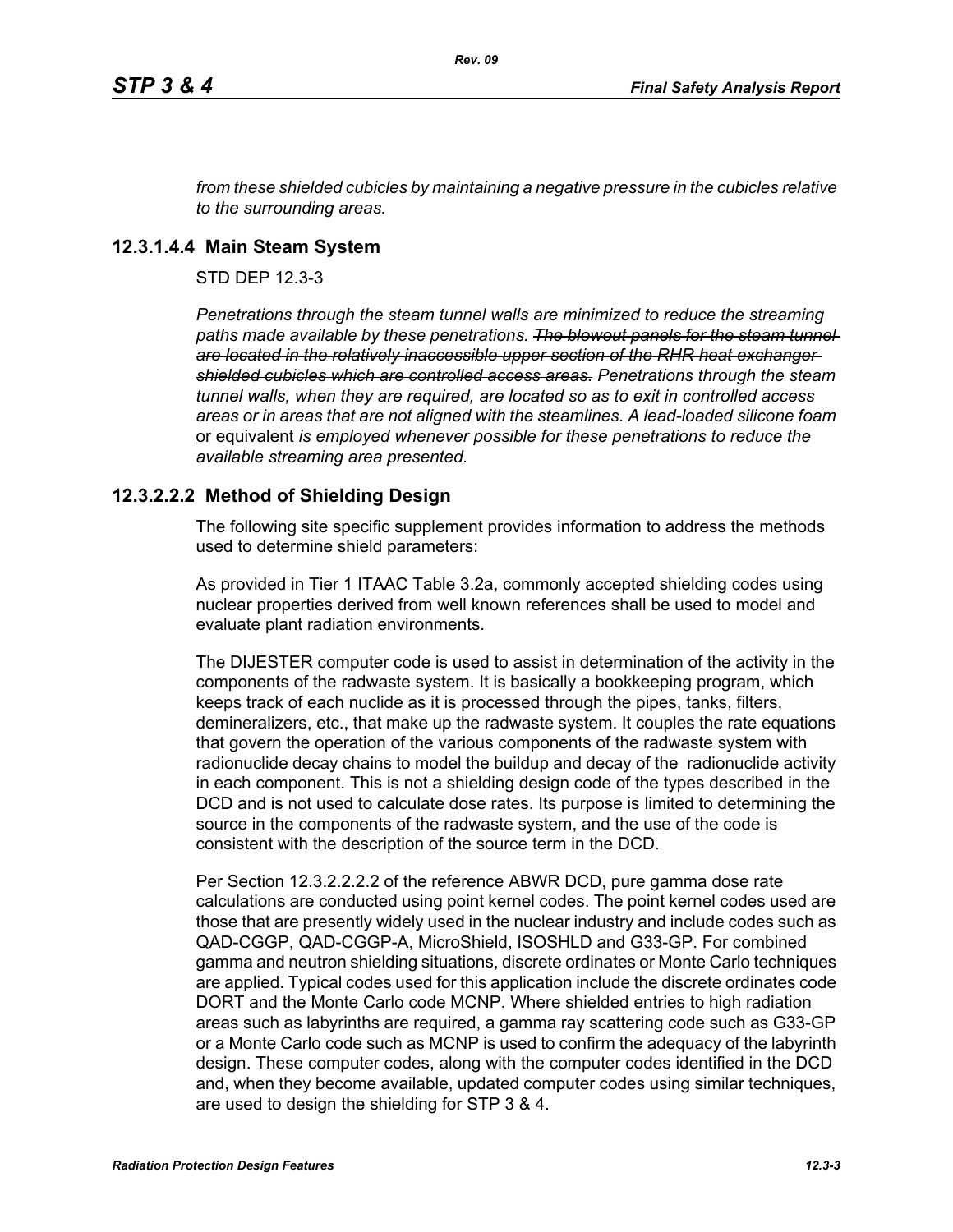*from these shielded cubicles by maintaining a negative pressure in the cubicles relative to the surrounding areas.*

### 12.3.1.4.4 Main Steam System

STD DEP 12.3-3

*Penetrations through the steam tunnel walls are minimized to reduce the streaming paths made available by these penetrations.* ~~*The blowout panels for the steam tunnel are located in the relatively inaccessible upper section of the RHR heat exchanger shielded cubicles which are controlled access areas.*~~ *Penetrations through the steam tunnel walls, when they are required, are located so as to exit in controlled access areas or in areas that are not aligned with the steamlines. A lead-loaded silicone foam* <u>or equivalent</u> *is employed whenever possible for these penetrations to reduce the available streaming area presented.*

### 12.3.2.2.2 Method of Shielding Design

The following site specific supplement provides information to address the methods used to determine shield parameters:

As provided in Tier 1 ITAAC Table 3.2a, commonly accepted shielding codes using nuclear properties derived from well known references shall be used to model and evaluate plant radiation environments.

The DIJESTER computer code is used to assist in determination of the activity in the components of the radwaste system. It is basically a bookkeeping program, which keeps track of each nuclide as it is processed through the pipes, tanks, filters, demineralizers, etc., that make up the radwaste system. It couples the rate equations that govern the operation of the various components of the radwaste system with radionuclide decay chains to model the buildup and decay of the radionuclide activity in each component. This is not a shielding design code of the types described in the DCD and is not used to calculate dose rates. Its purpose is limited to determining the source in the components of the radwaste system, and the use of the code is consistent with the description of the source term in the DCD.

Per Section 12.3.2.2.2.2 of the reference ABWR DCD, pure gamma dose rate calculations are conducted using point kernel codes. The point kernel codes used are those that are presently widely used in the nuclear industry and include codes such as QAD-CGGP, QAD-CGGP-A, MicroShield, ISOSHLD and G33-GP. For combined gamma and neutron shielding situations, discrete ordinates or Monte Carlo techniques are applied. Typical codes used for this application include the discrete ordinates code DORT and the Monte Carlo code MCNP. Where shielded entries to high radiation areas such as labyrinths are required, a gamma ray scattering code such as G33-GP or a Monte Carlo code such as MCNP is used to confirm the adequacy of the labyrinth design. These computer codes, along with the computer codes identified in the DCD and, when they become available, updated computer codes using similar techniques, are used to design the shielding for STP 3 & 4.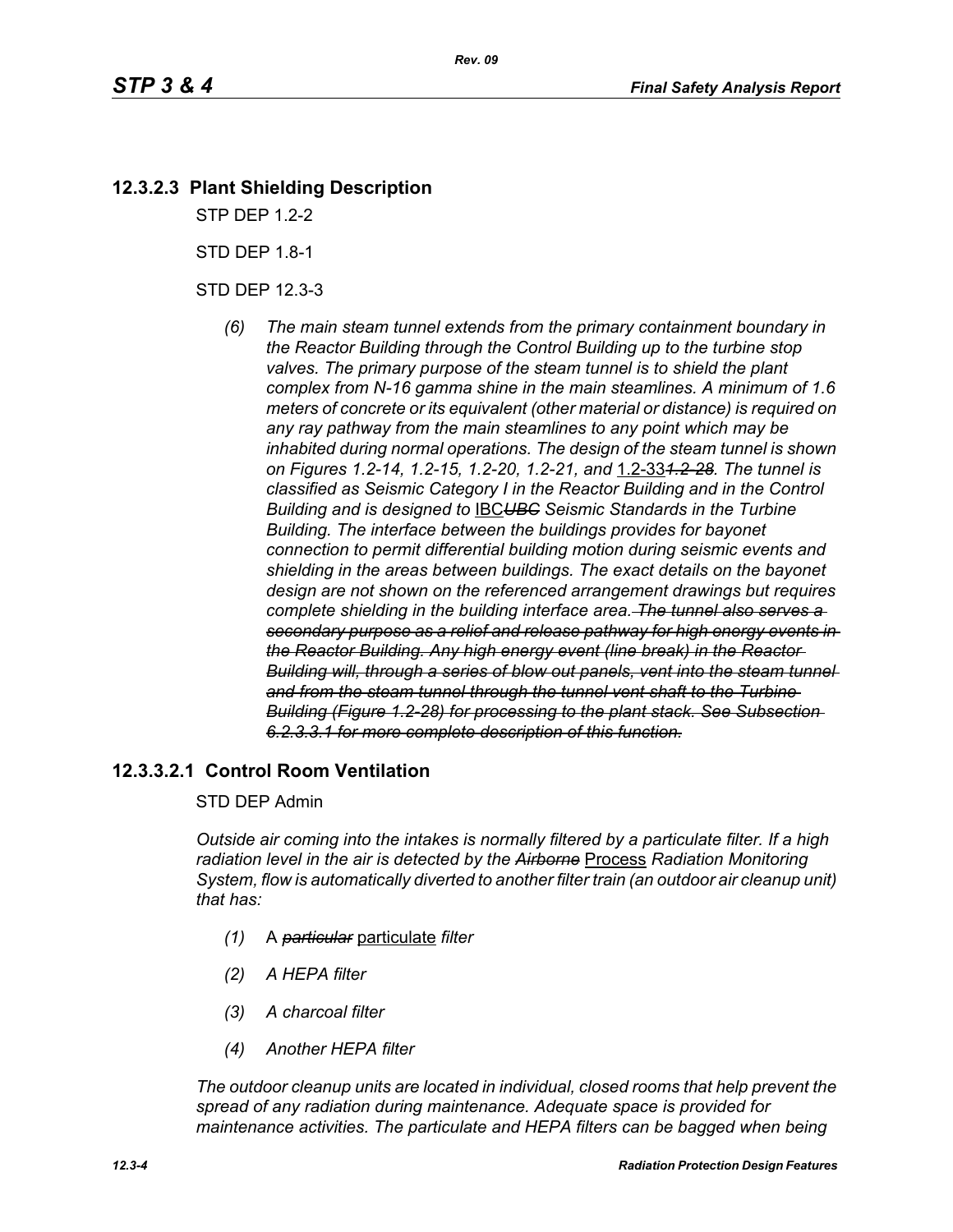## 12.3.2.3 Plant Shielding Description

STP DEP 1.2-2

STD DEP 1.8-1

STD DEP 12.3-3

*(6) The main steam tunnel extends from the primary containment boundary in the Reactor Building through the Control Building up to the turbine stop valves. The primary purpose of the steam tunnel is to shield the plant complex from N-16 gamma shine in the main steamlines. A minimum of 1.6 meters of concrete or its equivalent (other material or distance) is required on any ray pathway from the main steamlines to any point which may be inhabited during normal operations. The design of the steam tunnel is shown on Figures 1.2-14, 1.2-15, 1.2-20, 1.2-21, and* 1.2-33~~*1.2-28*~~*. The tunnel is classified as Seismic Category I in the Reactor Building and in the Control Building and is designed to* IBC~~*UBC*~~ *Seismic Standards in the Turbine Building. The interface between the buildings provides for bayonet connection to permit differential building motion during seismic events and shielding in the areas between buildings. The exact details on the bayonet design are not shown on the referenced arrangement drawings but requires complete shielding in the building interface area.* ~~*The tunnel also serves a secondary purpose as a relief and release pathway for high energy events in the Reactor Building. Any high energy event (line break) in the Reactor Building will, through a series of blow out panels, vent into the steam tunnel and from the steam tunnel through the tunnel vent shaft to the Turbine Building (Figure 1.2-28) for processing to the plant stack. See Subsection 6.2.3.3.1 for more complete description of this function.*~~

## 12.3.3.2.1 Control Room Ventilation

STD DEP Admin

*Outside air coming into the intakes is normally filtered by a particulate filter. If a high radiation level in the air is detected by the* ~~*Airborne*~~ Process *Radiation Monitoring System, flow is automatically diverted to another filter train (an outdoor air cleanup unit) that has:*

*(1)* A ~~*particular*~~ particulate *filter*

*(2) A HEPA filter*

*(3) A charcoal filter*

*(4) Another HEPA filter*

*The outdoor cleanup units are located in individual, closed rooms that help prevent the spread of any radiation during maintenance. Adequate space is provided for maintenance activities. The particulate and HEPA filters can be bagged when being*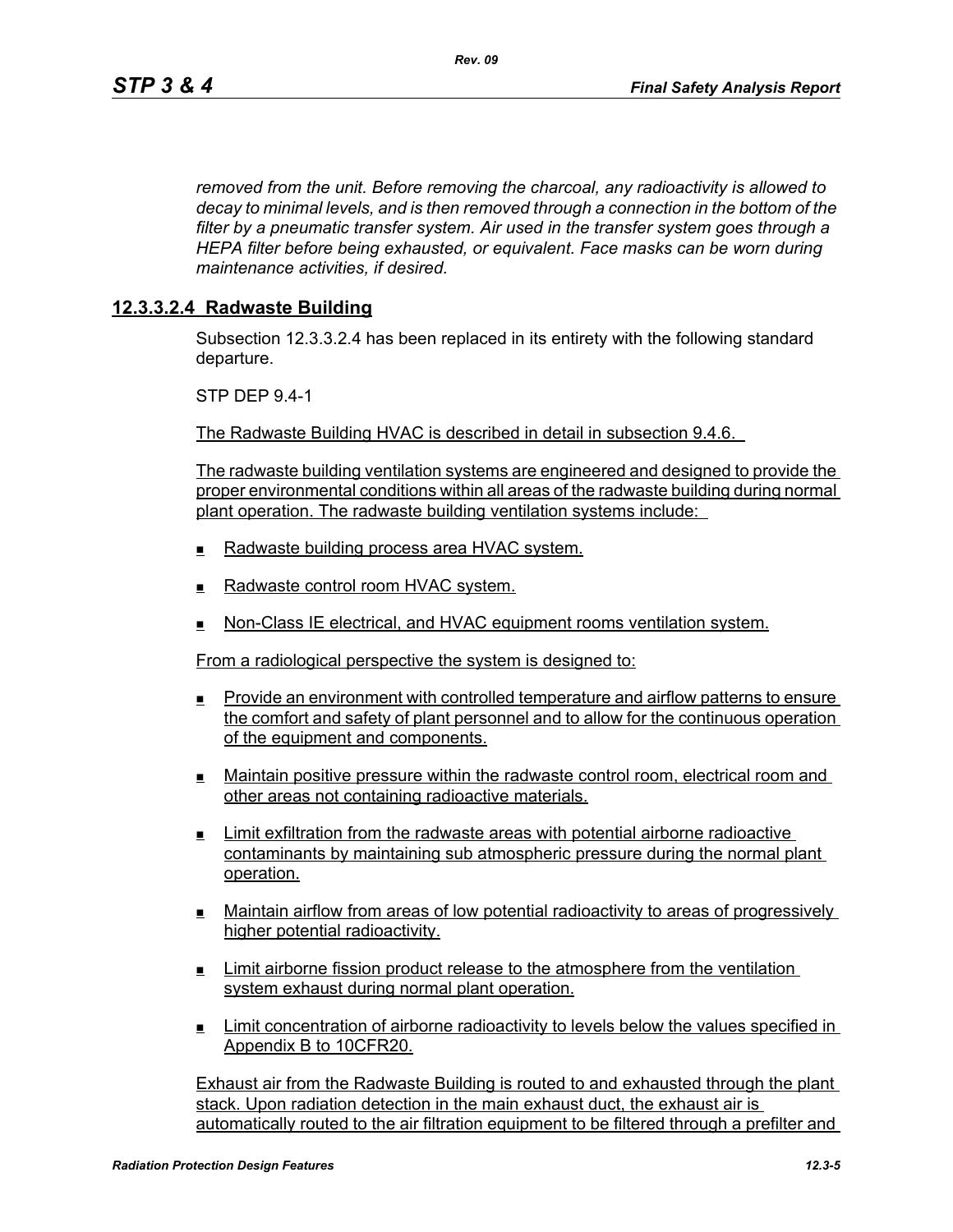*removed from the unit. Before removing the charcoal, any radioactivity is allowed to decay to minimal levels, and is then removed through a connection in the bottom of the filter by a pneumatic transfer system. Air used in the transfer system goes through a HEPA filter before being exhausted, or equivalent. Face masks can be worn during maintenance activities, if desired.*

### 12.3.3.2.4 Radwaste Building

Subsection 12.3.3.2.4 has been replaced in its entirety with the following standard departure.

STP DEP 9.4-1

The Radwaste Building HVAC is described in detail in subsection 9.4.6.

The radwaste building ventilation systems are engineered and designed to provide the proper environmental conditions within all areas of the radwaste building during normal plant operation. The radwaste building ventilation systems include:

- Radwaste building process area HVAC system.
- Radwaste control room HVAC system.
- Non-Class IE electrical, and HVAC equipment rooms ventilation system.

From a radiological perspective the system is designed to:

- Provide an environment with controlled temperature and airflow patterns to ensure the comfort and safety of plant personnel and to allow for the continuous operation of the equipment and components.
- Maintain positive pressure within the radwaste control room, electrical room and other areas not containing radioactive materials.
- Limit exfiltration from the radwaste areas with potential airborne radioactive contaminants by maintaining sub atmospheric pressure during the normal plant operation.
- Maintain airflow from areas of low potential radioactivity to areas of progressively higher potential radioactivity.
- Limit airborne fission product release to the atmosphere from the ventilation system exhaust during normal plant operation.
- Limit concentration of airborne radioactivity to levels below the values specified in Appendix B to 10CFR20.

Exhaust air from the Radwaste Building is routed to and exhausted through the plant stack. Upon radiation detection in the main exhaust duct, the exhaust air is automatically routed to the air filtration equipment to be filtered through a prefilter and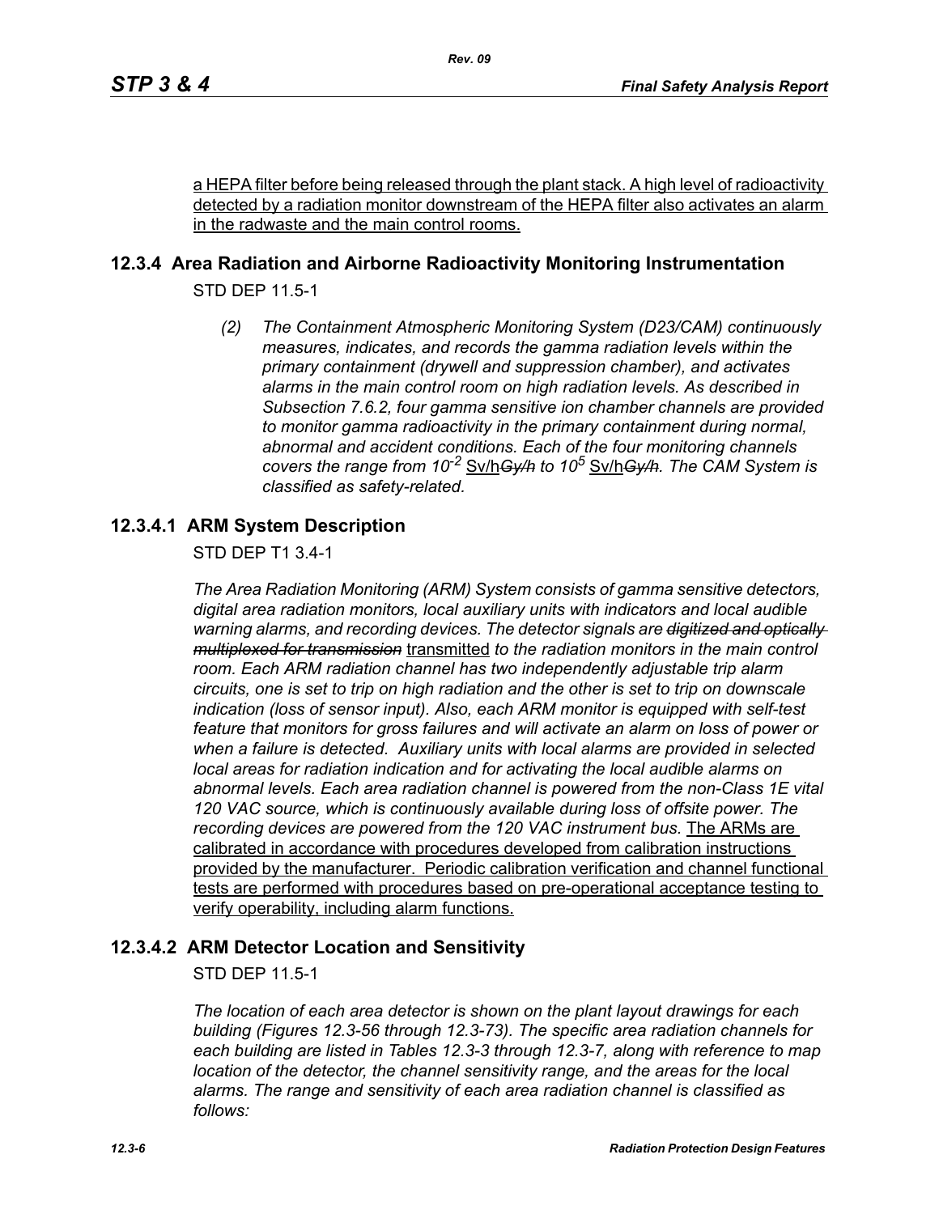a HEPA filter before being released through the plant stack. A high level of radioactivity detected by a radiation monitor downstream of the HEPA filter also activates an alarm in the radwaste and the main control rooms.

## 12.3.4 Area Radiation and Airborne Radioactivity Monitoring Instrumentation

STD DEP 11.5-1

*(2) The Containment Atmospheric Monitoring System (D23/CAM) continuously measures, indicates, and records the gamma radiation levels within the primary containment (drywell and suppression chamber), and activates alarms in the main control room on high radiation levels. As described in Subsection 7.6.2, four gamma sensitive ion chamber channels are provided to monitor gamma radioactivity in the primary containment during normal, abnormal and accident conditions. Each of the four monitoring channels covers the range from* $10^{-2}$ Sv/h~~*Gy/h*~~ *to* $10^{5}$ Sv/h~~*Gy/h*~~*. The CAM System is classified as safety-related.*

### 12.3.4.1 ARM System Description

STD DEP T1 3.4-1

*The Area Radiation Monitoring (ARM) System consists of gamma sensitive detectors, digital area radiation monitors, local auxiliary units with indicators and local audible warning alarms, and recording devices. The detector signals are* ~~*digitized and optically multiplexed for transmission*~~ transmitted *to the radiation monitors in the main control room. Each ARM radiation channel has two independently adjustable trip alarm circuits, one is set to trip on high radiation and the other is set to trip on downscale indication (loss of sensor input). Also, each ARM monitor is equipped with self-test feature that monitors for gross failures and will activate an alarm on loss of power or when a failure is detected. Auxiliary units with local alarms are provided in selected local areas for radiation indication and for activating the local audible alarms on abnormal levels. Each area radiation channel is powered from the non-Class 1E vital 120 VAC source, which is continuously available during loss of offsite power. The recording devices are powered from the 120 VAC instrument bus.* The ARMs are calibrated in accordance with procedures developed from calibration instructions provided by the manufacturer. Periodic calibration verification and channel functional tests are performed with procedures based on pre-operational acceptance testing to verify operability, including alarm functions.

### 12.3.4.2 ARM Detector Location and Sensitivity

STD DEP 11.5-1

*The location of each area detector is shown on the plant layout drawings for each building (Figures 12.3-56 through 12.3-73). The specific area radiation channels for each building are listed in Tables 12.3-3 through 12.3-7, along with reference to map location of the detector, the channel sensitivity range, and the areas for the local alarms. The range and sensitivity of each area radiation channel is classified as follows:*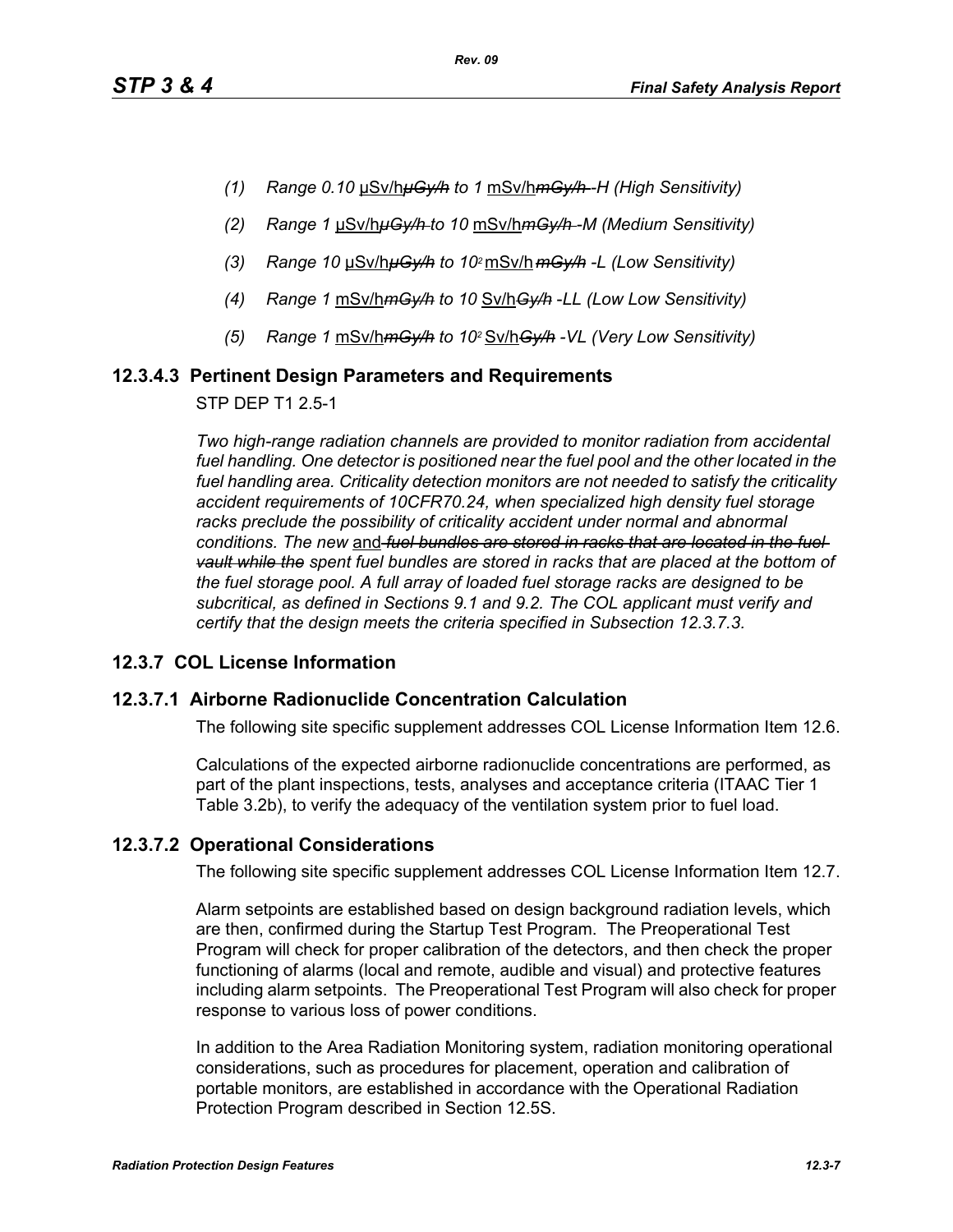*(1) Range 0.10* µSv/h~~*µGy/h*~~ *to 1* mSv/h~~*mGy/h*~~ *-H (High Sensitivity)*

*(2) Range 1* µSv/h~~*µGy/h*~~ *to 10* mSv/h~~*mGy/h*~~ *-M (Medium Sensitivity)*

*(3) Range 10* µSv/h~~*µGy/h*~~ *to* $10^2$ mSv/h ~~*mGy/h*~~ *-L (Low Sensitivity)*

*(4) Range 1* mSv/h~~*mGy/h*~~ *to 10* Sv/h~~*Gy/h*~~ *-LL (Low Low Sensitivity)*

*(5) Range 1* mSv/h~~*mGy/h*~~ *to* $10^2$ Sv/h~~*Gy/h*~~ *-VL (Very Low Sensitivity)*

### 12.3.4.3 Pertinent Design Parameters and Requirements

STP DEP T1 2.5-1

*Two high-range radiation channels are provided to monitor radiation from accidental fuel handling. One detector is positioned near the fuel pool and the other located in the fuel handling area. Criticality detection monitors are not needed to satisfy the criticality accident requirements of 10CFR70.24, when specialized high density fuel storage racks preclude the possibility of criticality accident under normal and abnormal conditions. The new* and ~~*fuel bundles are stored in racks that are located in the fuel vault while the*~~ *spent fuel bundles are stored in racks that are placed at the bottom of the fuel storage pool. A full array of loaded fuel storage racks are designed to be subcritical, as defined in Sections 9.1 and 9.2. The COL applicant must verify and certify that the design meets the criteria specified in Subsection 12.3.7.3.*

## 12.3.7 COL License Information

### 12.3.7.1 Airborne Radionuclide Concentration Calculation

The following site specific supplement addresses COL License Information Item 12.6.

Calculations of the expected airborne radionuclide concentrations are performed, as part of the plant inspections, tests, analyses and acceptance criteria (ITAAC Tier 1 Table 3.2b), to verify the adequacy of the ventilation system prior to fuel load.

### 12.3.7.2 Operational Considerations

The following site specific supplement addresses COL License Information Item 12.7.

Alarm setpoints are established based on design background radiation levels, which are then, confirmed during the Startup Test Program. The Preoperational Test Program will check for proper calibration of the detectors, and then check the proper functioning of alarms (local and remote, audible and visual) and protective features including alarm setpoints. The Preoperational Test Program will also check for proper response to various loss of power conditions.

In addition to the Area Radiation Monitoring system, radiation monitoring operational considerations, such as procedures for placement, operation and calibration of portable monitors, are established in accordance with the Operational Radiation Protection Program described in Section 12.5S.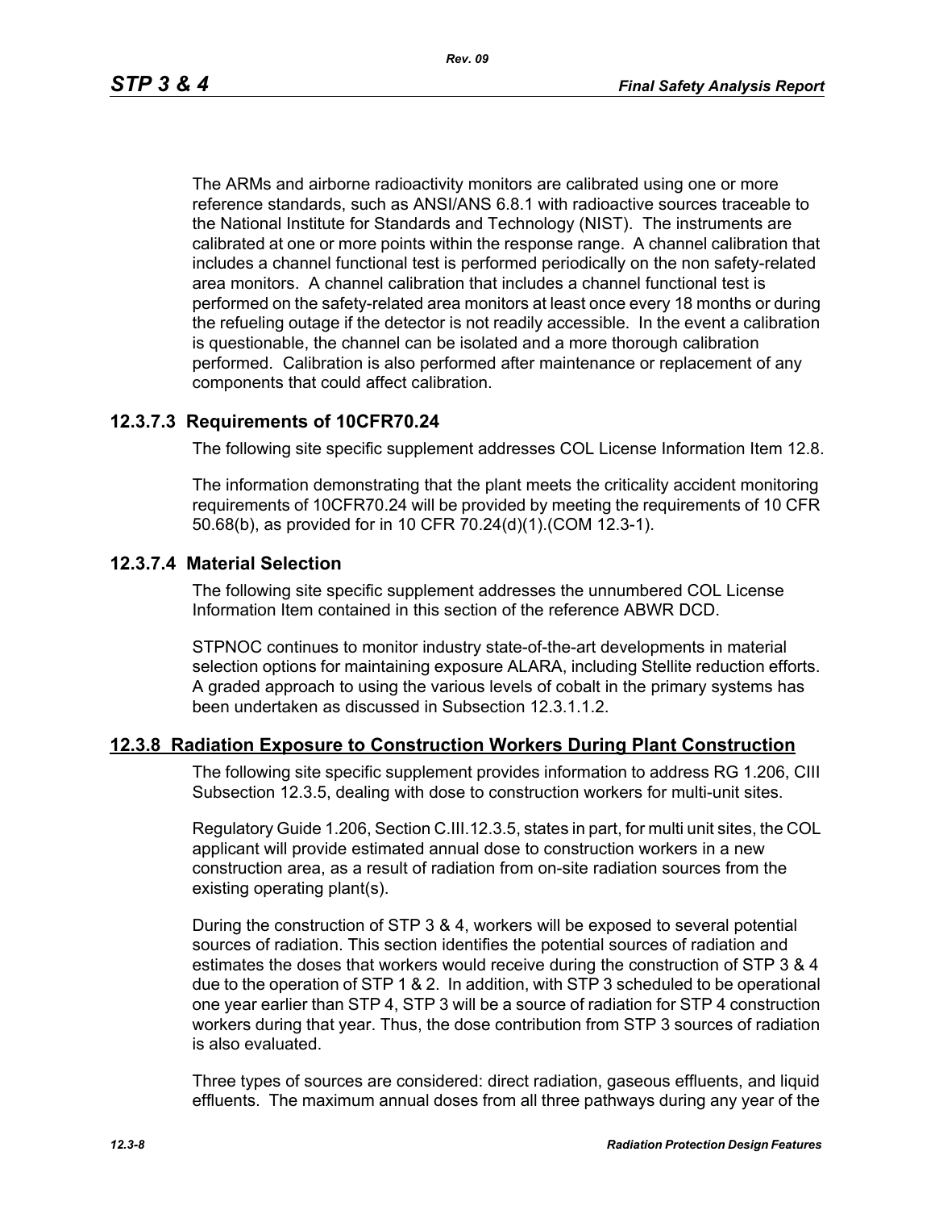The ARMs and airborne radioactivity monitors are calibrated using one or more reference standards, such as ANSI/ANS 6.8.1 with radioactive sources traceable to the National Institute for Standards and Technology (NIST). The instruments are calibrated at one or more points within the response range. A channel calibration that includes a channel functional test is performed periodically on the non safety-related area monitors. A channel calibration that includes a channel functional test is performed on the safety-related area monitors at least once every 18 months or during the refueling outage if the detector is not readily accessible. In the event a calibration is questionable, the channel can be isolated and a more thorough calibration performed. Calibration is also performed after maintenance or replacement of any components that could affect calibration.

### 12.3.7.3 Requirements of 10CFR70.24

The following site specific supplement addresses COL License Information Item 12.8.

The information demonstrating that the plant meets the criticality accident monitoring requirements of 10CFR70.24 will be provided by meeting the requirements of 10 CFR 50.68(b), as provided for in 10 CFR 70.24(d)(1).(COM 12.3-1).

### 12.3.7.4 Material Selection

The following site specific supplement addresses the unnumbered COL License Information Item contained in this section of the reference ABWR DCD.

STPNOC continues to monitor industry state-of-the-art developments in material selection options for maintaining exposure ALARA, including Stellite reduction efforts. A graded approach to using the various levels of cobalt in the primary systems has been undertaken as discussed in Subsection 12.3.1.1.2.

## 12.3.8 Radiation Exposure to Construction Workers During Plant Construction

The following site specific supplement provides information to address RG 1.206, CIII Subsection 12.3.5, dealing with dose to construction workers for multi-unit sites.

Regulatory Guide 1.206, Section C.III.12.3.5, states in part, for multi unit sites, the COL applicant will provide estimated annual dose to construction workers in a new construction area, as a result of radiation from on-site radiation sources from the existing operating plant(s).

During the construction of STP 3 & 4, workers will be exposed to several potential sources of radiation. This section identifies the potential sources of radiation and estimates the doses that workers would receive during the construction of STP 3 & 4 due to the operation of STP 1 & 2. In addition, with STP 3 scheduled to be operational one year earlier than STP 4, STP 3 will be a source of radiation for STP 4 construction workers during that year. Thus, the dose contribution from STP 3 sources of radiation is also evaluated.

Three types of sources are considered: direct radiation, gaseous effluents, and liquid effluents. The maximum annual doses from all three pathways during any year of the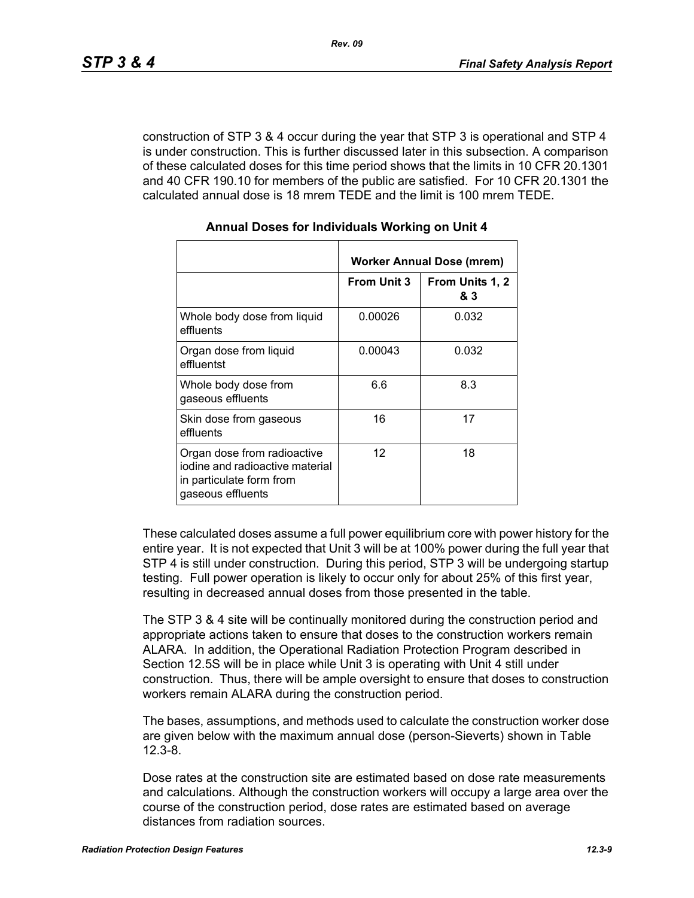construction of STP 3 & 4 occur during the year that STP 3 is operational and STP 4 is under construction. This is further discussed later in this subsection. A comparison of these calculated doses for this time period shows that the limits in 10 CFR 20.1301 and 40 CFR 190.10 for members of the public are satisfied. For 10 CFR 20.1301 the calculated annual dose is 18 mrem TEDE and the limit is 100 mrem TEDE.

**Annual Doses for Individuals Working on Unit 4**

| | Worker Annual Dose (mrem) | |
|---|---|---|
| | **From Unit 3** | **From Units 1, 2 & 3** |
| Whole body dose from liquid effluents | 0.00026 | 0.032 |
| Organ dose from liquid effluentst | 0.00043 | 0.032 |
| Whole body dose from gaseous effluents | 6.6 | 8.3 |
| Skin dose from gaseous effluents | 16 | 17 |
| Organ dose from radioactive iodine and radioactive material in particulate form from gaseous effluents | 12 | 18 |

These calculated doses assume a full power equilibrium core with power history for the entire year. It is not expected that Unit 3 will be at 100% power during the full year that STP 4 is still under construction. During this period, STP 3 will be undergoing startup testing. Full power operation is likely to occur only for about 25% of this first year, resulting in decreased annual doses from those presented in the table.

The STP 3 & 4 site will be continually monitored during the construction period and appropriate actions taken to ensure that doses to the construction workers remain ALARA. In addition, the Operational Radiation Protection Program described in Section 12.5S will be in place while Unit 3 is operating with Unit 4 still under construction. Thus, there will be ample oversight to ensure that doses to construction workers remain ALARA during the construction period.

The bases, assumptions, and methods used to calculate the construction worker dose are given below with the maximum annual dose (person-Sieverts) shown in Table 12.3-8.

Dose rates at the construction site are estimated based on dose rate measurements and calculations. Although the construction workers will occupy a large area over the course of the construction period, dose rates are estimated based on average distances from radiation sources.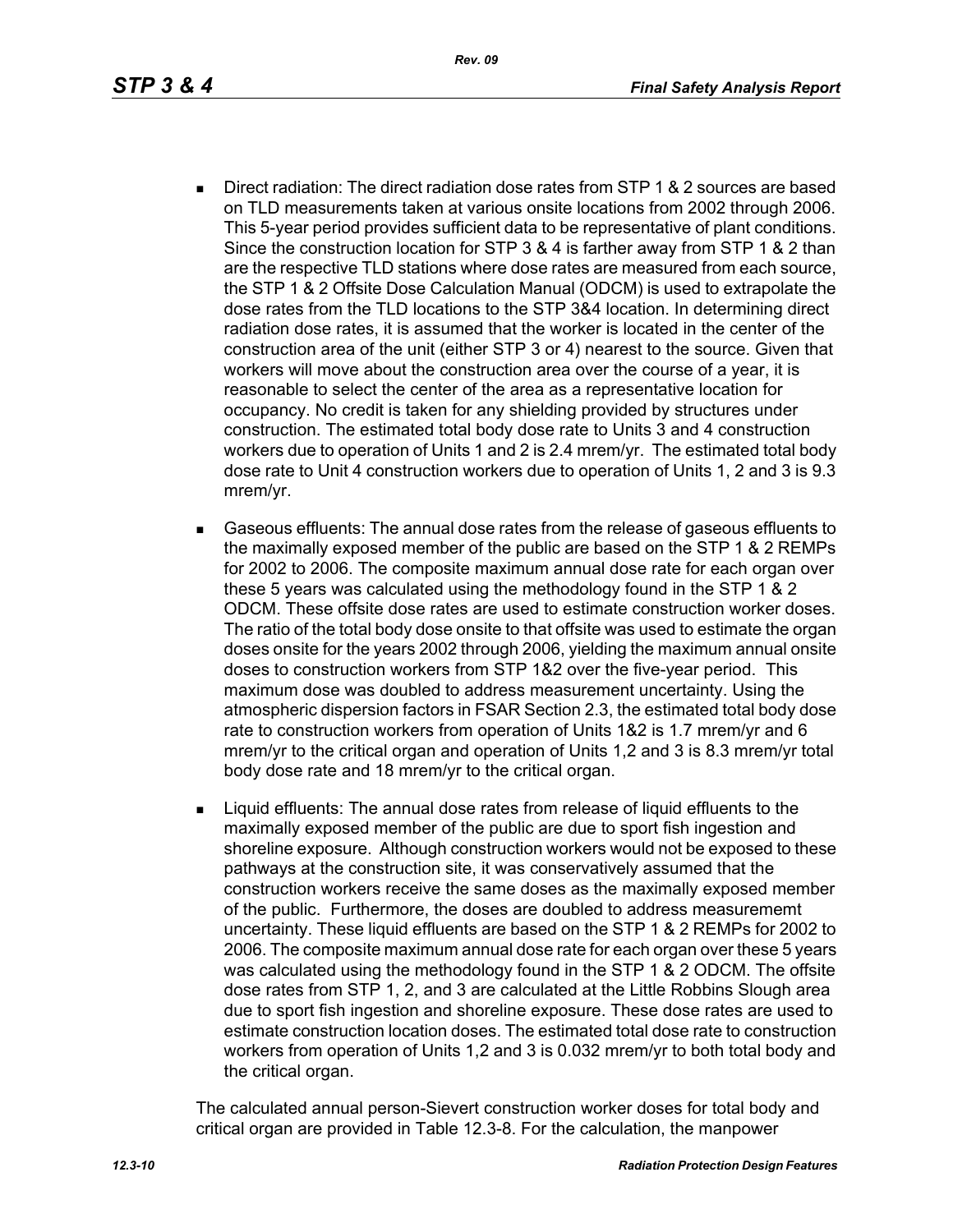- Direct radiation: The direct radiation dose rates from STP 1 & 2 sources are based on TLD measurements taken at various onsite locations from 2002 through 2006. This 5-year period provides sufficient data to be representative of plant conditions. Since the construction location for STP 3 & 4 is farther away from STP 1 & 2 than are the respective TLD stations where dose rates are measured from each source, the STP 1 & 2 Offsite Dose Calculation Manual (ODCM) is used to extrapolate the dose rates from the TLD locations to the STP 3&4 location. In determining direct radiation dose rates, it is assumed that the worker is located in the center of the construction area of the unit (either STP 3 or 4) nearest to the source. Given that workers will move about the construction area over the course of a year, it is reasonable to select the center of the area as a representative location for occupancy. No credit is taken for any shielding provided by structures under construction. The estimated total body dose rate to Units 3 and 4 construction workers due to operation of Units 1 and 2 is 2.4 mrem/yr. The estimated total body dose rate to Unit 4 construction workers due to operation of Units 1, 2 and 3 is 9.3 mrem/yr.

- Gaseous effluents: The annual dose rates from the release of gaseous effluents to the maximally exposed member of the public are based on the STP 1 & 2 REMPs for 2002 to 2006. The composite maximum annual dose rate for each organ over these 5 years was calculated using the methodology found in the STP 1 & 2 ODCM. These offsite dose rates are used to estimate construction worker doses. The ratio of the total body dose onsite to that offsite was used to estimate the organ doses onsite for the years 2002 through 2006, yielding the maximum annual onsite doses to construction workers from STP 1&2 over the five-year period. This maximum dose was doubled to address measurement uncertainty. Using the atmospheric dispersion factors in FSAR Section 2.3, the estimated total body dose rate to construction workers from operation of Units 1&2 is 1.7 mrem/yr and 6 mrem/yr to the critical organ and operation of Units 1,2 and 3 is 8.3 mrem/yr total body dose rate and 18 mrem/yr to the critical organ.

- Liquid effluents: The annual dose rates from release of liquid effluents to the maximally exposed member of the public are due to sport fish ingestion and shoreline exposure. Although construction workers would not be exposed to these pathways at the construction site, it was conservatively assumed that the construction workers receive the same doses as the maximally exposed member of the public. Furthermore, the doses are doubled to address measurememt uncertainty. These liquid effluents are based on the STP 1 & 2 REMPs for 2002 to 2006. The composite maximum annual dose rate for each organ over these 5 years was calculated using the methodology found in the STP 1 & 2 ODCM. The offsite dose rates from STP 1, 2, and 3 are calculated at the Little Robbins Slough area due to sport fish ingestion and shoreline exposure. These dose rates are used to estimate construction location doses. The estimated total dose rate to construction workers from operation of Units 1,2 and 3 is 0.032 mrem/yr to both total body and the critical organ.

The calculated annual person-Sievert construction worker doses for total body and critical organ are provided in Table 12.3-8. For the calculation, the manpower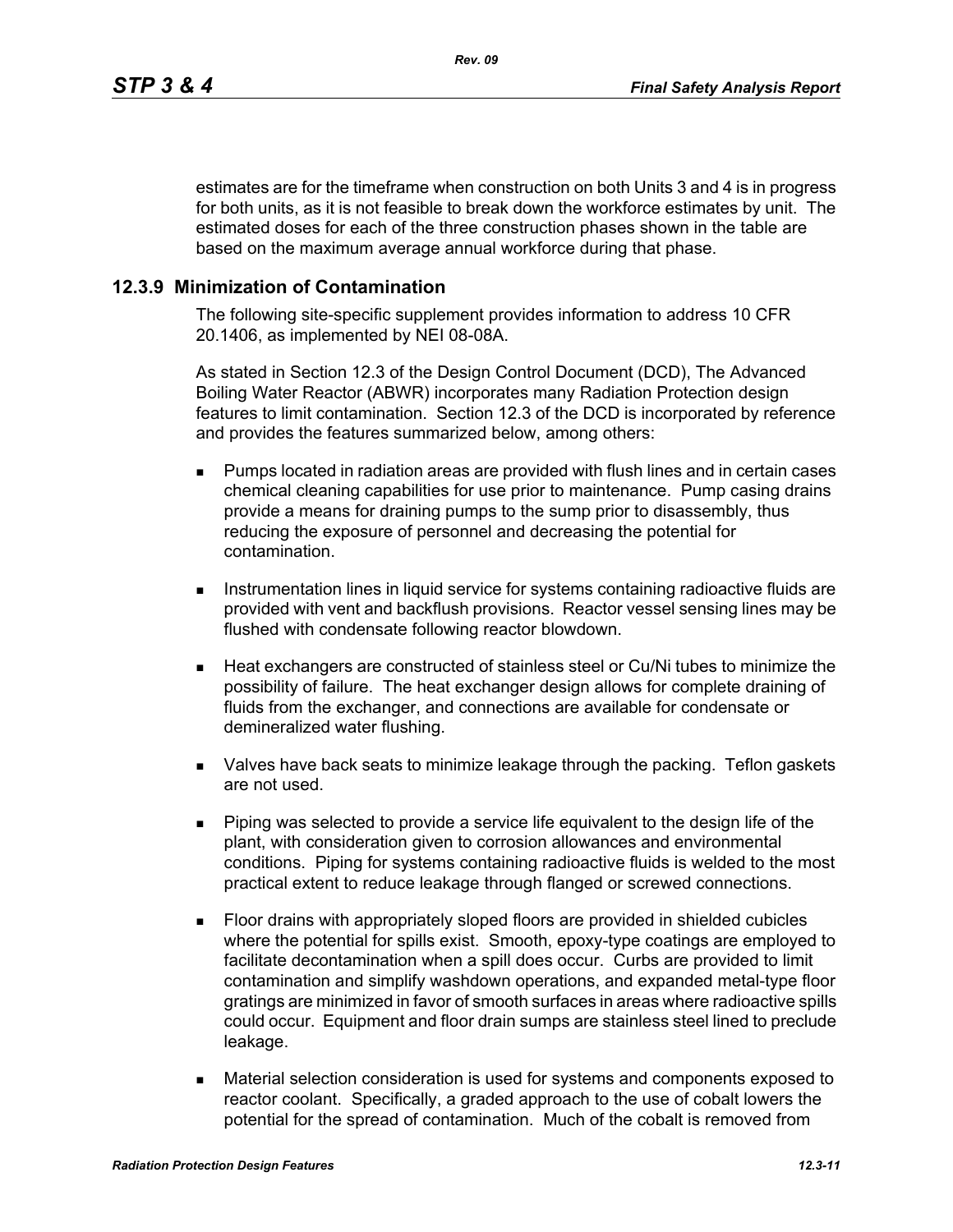estimates are for the timeframe when construction on both Units 3 and 4 is in progress for both units, as it is not feasible to break down the workforce estimates by unit. The estimated doses for each of the three construction phases shown in the table are based on the maximum average annual workforce during that phase.

### 12.3.9 Minimization of Contamination

The following site-specific supplement provides information to address 10 CFR 20.1406, as implemented by NEI 08-08A.

As stated in Section 12.3 of the Design Control Document (DCD), The Advanced Boiling Water Reactor (ABWR) incorporates many Radiation Protection design features to limit contamination. Section 12.3 of the DCD is incorporated by reference and provides the features summarized below, among others:

- Pumps located in radiation areas are provided with flush lines and in certain cases chemical cleaning capabilities for use prior to maintenance. Pump casing drains provide a means for draining pumps to the sump prior to disassembly, thus reducing the exposure of personnel and decreasing the potential for contamination.
- Instrumentation lines in liquid service for systems containing radioactive fluids are provided with vent and backflush provisions. Reactor vessel sensing lines may be flushed with condensate following reactor blowdown.
- Heat exchangers are constructed of stainless steel or Cu/Ni tubes to minimize the possibility of failure. The heat exchanger design allows for complete draining of fluids from the exchanger, and connections are available for condensate or demineralized water flushing.
- Valves have back seats to minimize leakage through the packing. Teflon gaskets are not used.
- Piping was selected to provide a service life equivalent to the design life of the plant, with consideration given to corrosion allowances and environmental conditions. Piping for systems containing radioactive fluids is welded to the most practical extent to reduce leakage through flanged or screwed connections.
- Floor drains with appropriately sloped floors are provided in shielded cubicles where the potential for spills exist. Smooth, epoxy-type coatings are employed to facilitate decontamination when a spill does occur. Curbs are provided to limit contamination and simplify washdown operations, and expanded metal-type floor gratings are minimized in favor of smooth surfaces in areas where radioactive spills could occur. Equipment and floor drain sumps are stainless steel lined to preclude leakage.
- Material selection consideration is used for systems and components exposed to reactor coolant. Specifically, a graded approach to the use of cobalt lowers the potential for the spread of contamination. Much of the cobalt is removed from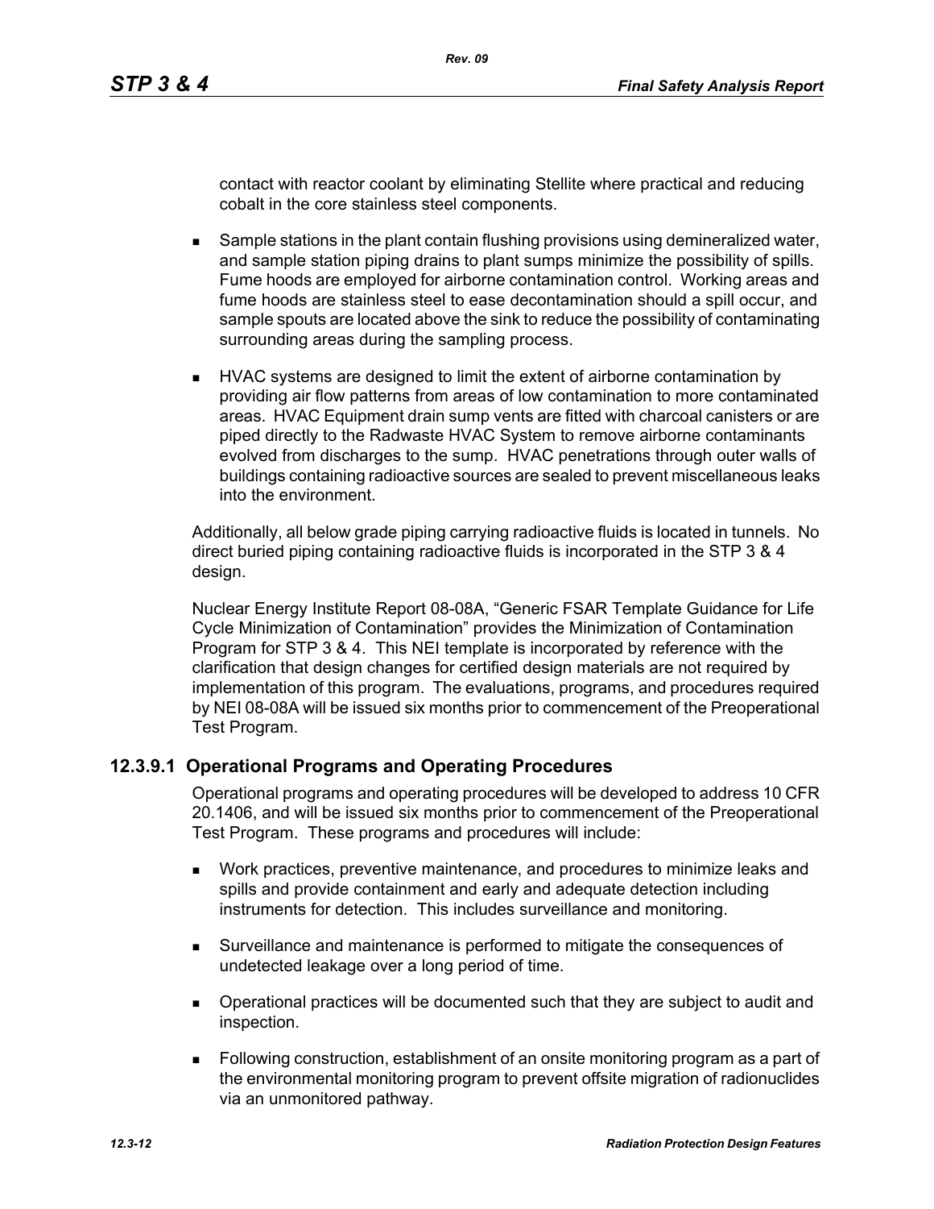contact with reactor coolant by eliminating Stellite where practical and reducing cobalt in the core stainless steel components.

- Sample stations in the plant contain flushing provisions using demineralized water, and sample station piping drains to plant sumps minimize the possibility of spills. Fume hoods are employed for airborne contamination control. Working areas and fume hoods are stainless steel to ease decontamination should a spill occur, and sample spouts are located above the sink to reduce the possibility of contaminating surrounding areas during the sampling process.
- HVAC systems are designed to limit the extent of airborne contamination by providing air flow patterns from areas of low contamination to more contaminated areas. HVAC Equipment drain sump vents are fitted with charcoal canisters or are piped directly to the Radwaste HVAC System to remove airborne contaminants evolved from discharges to the sump. HVAC penetrations through outer walls of buildings containing radioactive sources are sealed to prevent miscellaneous leaks into the environment.

Additionally, all below grade piping carrying radioactive fluids is located in tunnels. No direct buried piping containing radioactive fluids is incorporated in the STP 3 & 4 design.

Nuclear Energy Institute Report 08-08A, "Generic FSAR Template Guidance for Life Cycle Minimization of Contamination" provides the Minimization of Contamination Program for STP 3 & 4. This NEI template is incorporated by reference with the clarification that design changes for certified design materials are not required by implementation of this program. The evaluations, programs, and procedures required by NEI 08-08A will be issued six months prior to commencement of the Preoperational Test Program.

### 12.3.9.1 Operational Programs and Operating Procedures

Operational programs and operating procedures will be developed to address 10 CFR 20.1406, and will be issued six months prior to commencement of the Preoperational Test Program. These programs and procedures will include:

- Work practices, preventive maintenance, and procedures to minimize leaks and spills and provide containment and early and adequate detection including instruments for detection. This includes surveillance and monitoring.
- Surveillance and maintenance is performed to mitigate the consequences of undetected leakage over a long period of time.
- Operational practices will be documented such that they are subject to audit and inspection.
- Following construction, establishment of an onsite monitoring program as a part of the environmental monitoring program to prevent offsite migration of radionuclides via an unmonitored pathway.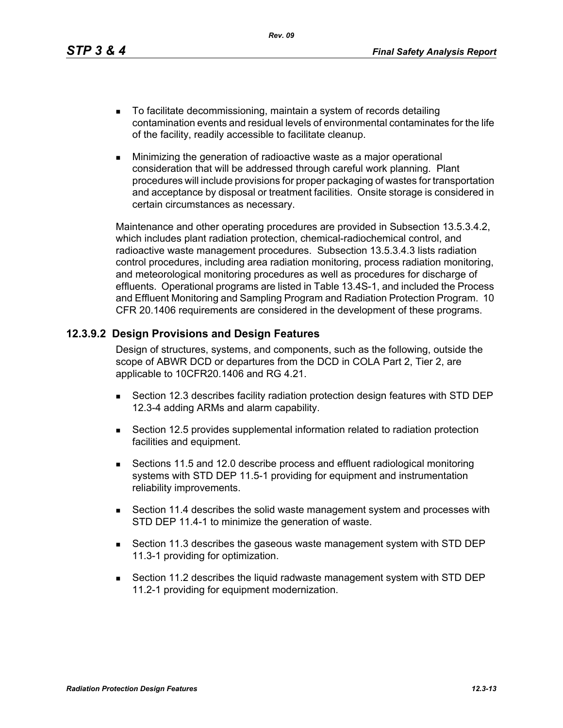- To facilitate decommissioning, maintain a system of records detailing contamination events and residual levels of environmental contaminates for the life of the facility, readily accessible to facilitate cleanup.
- Minimizing the generation of radioactive waste as a major operational consideration that will be addressed through careful work planning. Plant procedures will include provisions for proper packaging of wastes for transportation and acceptance by disposal or treatment facilities. Onsite storage is considered in certain circumstances as necessary.

Maintenance and other operating procedures are provided in Subsection 13.5.3.4.2, which includes plant radiation protection, chemical-radiochemical control, and radioactive waste management procedures. Subsection 13.5.3.4.3 lists radiation control procedures, including area radiation monitoring, process radiation monitoring, and meteorological monitoring procedures as well as procedures for discharge of effluents. Operational programs are listed in Table 13.4S-1, and included the Process and Effluent Monitoring and Sampling Program and Radiation Protection Program. 10 CFR 20.1406 requirements are considered in the development of these programs.

### 12.3.9.2 Design Provisions and Design Features

Design of structures, systems, and components, such as the following, outside the scope of ABWR DCD or departures from the DCD in COLA Part 2, Tier 2, are applicable to 10CFR20.1406 and RG 4.21.

- Section 12.3 describes facility radiation protection design features with STD DEP 12.3-4 adding ARMs and alarm capability.
- Section 12.5 provides supplemental information related to radiation protection facilities and equipment.
- Sections 11.5 and 12.0 describe process and effluent radiological monitoring systems with STD DEP 11.5-1 providing for equipment and instrumentation reliability improvements.
- Section 11.4 describes the solid waste management system and processes with STD DEP 11.4-1 to minimize the generation of waste.
- Section 11.3 describes the gaseous waste management system with STD DEP 11.3-1 providing for optimization.
- Section 11.2 describes the liquid radwaste management system with STD DEP 11.2-1 providing for equipment modernization.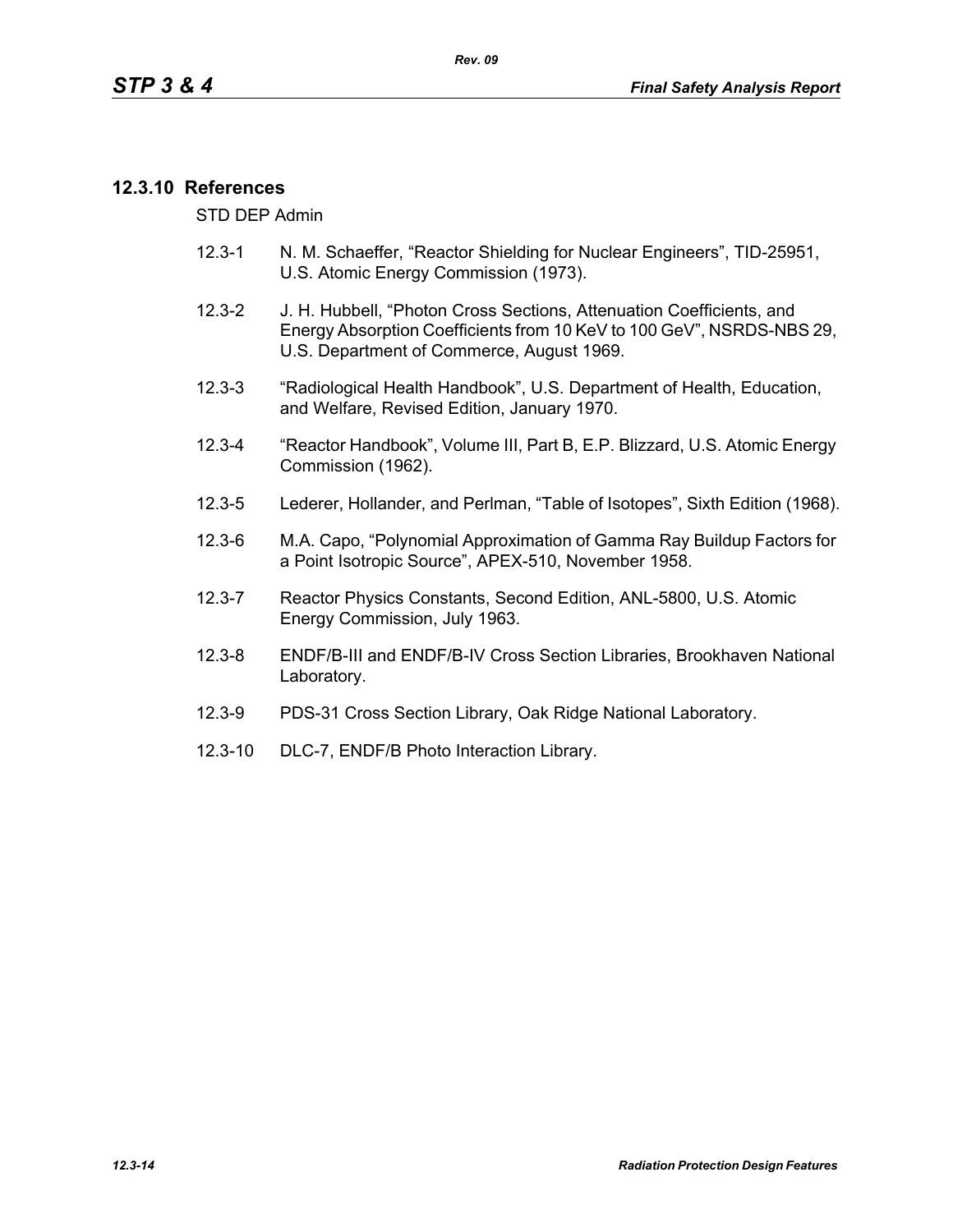## 12.3.10 References

STD DEP Admin

12.3-1 N. M. Schaeffer, “Reactor Shielding for Nuclear Engineers”, TID-25951, U.S. Atomic Energy Commission (1973).

12.3-2 J. H. Hubbell, “Photon Cross Sections, Attenuation Coefficients, and Energy Absorption Coefficients from 10 KeV to 100 GeV”, NSRDS-NBS 29, U.S. Department of Commerce, August 1969.

12.3-3 “Radiological Health Handbook”, U.S. Department of Health, Education, and Welfare, Revised Edition, January 1970.

12.3-4 “Reactor Handbook”, Volume III, Part B, E.P. Blizzard, U.S. Atomic Energy Commission (1962).

12.3-5 Lederer, Hollander, and Perlman, “Table of Isotopes”, Sixth Edition (1968).

12.3-6 M.A. Capo, “Polynomial Approximation of Gamma Ray Buildup Factors for a Point Isotropic Source”, APEX-510, November 1958.

12.3-7 Reactor Physics Constants, Second Edition, ANL-5800, U.S. Atomic Energy Commission, July 1963.

12.3-8 ENDF/B-III and ENDF/B-IV Cross Section Libraries, Brookhaven National Laboratory.

12.3-9 PDS-31 Cross Section Library, Oak Ridge National Laboratory.

12.3-10 DLC-7, ENDF/B Photo Interaction Library.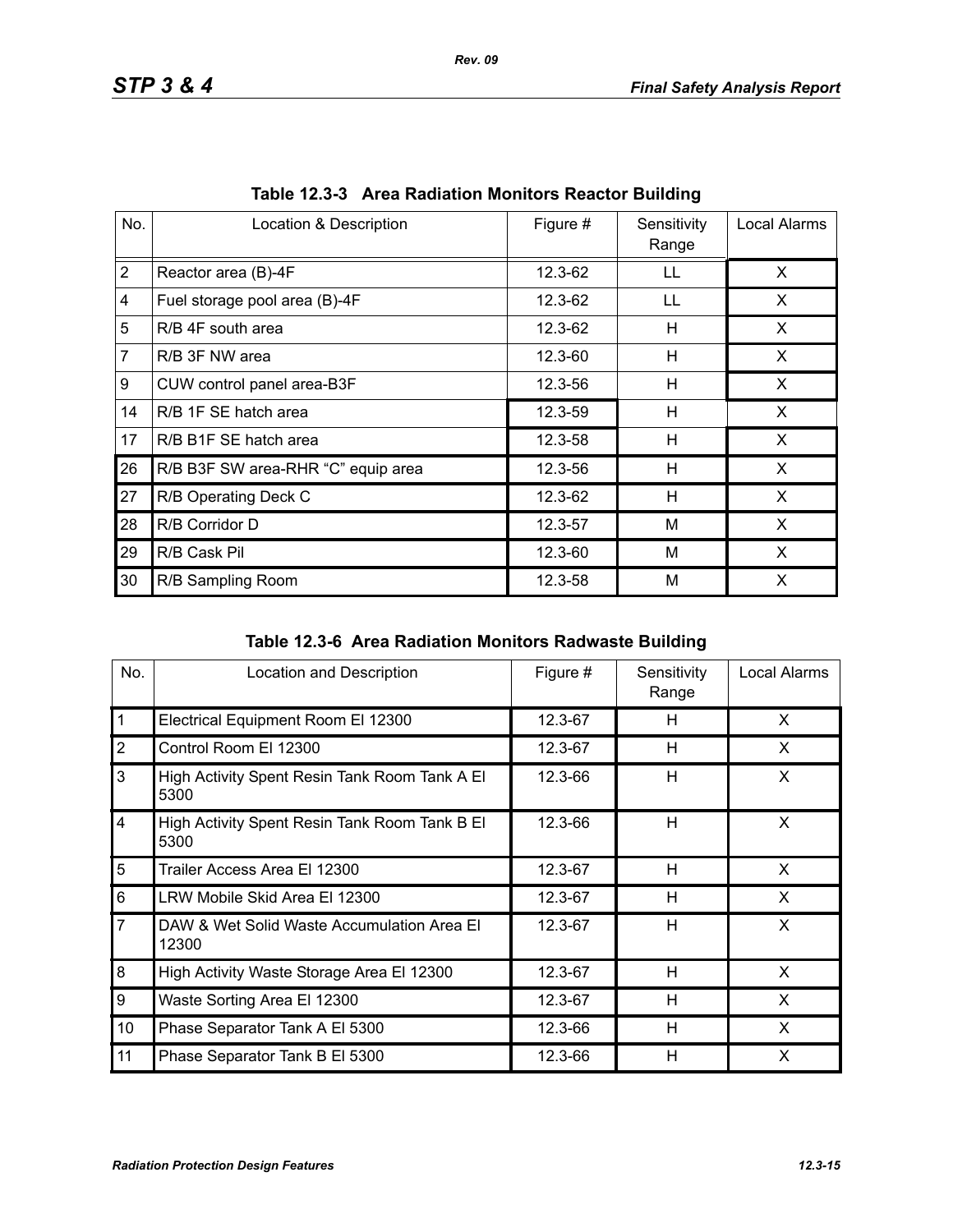**Table 12.3-3 Area Radiation Monitors Reactor Building**

| No. | Location & Description | Figure # | Sensitivity Range | Local Alarms |
|---|---|---|---|---|
| 2 | Reactor area (B)-4F | 12.3-62 | LL | X |
| 4 | Fuel storage pool area (B)-4F | 12.3-62 | LL | X |
| 5 | R/B 4F south area | 12.3-62 | H | X |
| 7 | R/B 3F NW area | 12.3-60 | H | X |
| 9 | CUW control panel area-B3F | 12.3-56 | H | X |
| 14 | R/B 1F SE hatch area | 12.3-59 | H | X |
| 17 | R/B B1F SE hatch area | 12.3-58 | H | X |
| 26 | R/B B3F SW area-RHR “C” equip area | 12.3-56 | H | X |
| 27 | R/B Operating Deck C | 12.3-62 | H | X |
| 28 | R/B Corridor D | 12.3-57 | M | X |
| 29 | R/B Cask Pil | 12.3-60 | M | X |
| 30 | R/B Sampling Room | 12.3-58 | M | X |

**Table 12.3-6 Area Radiation Monitors Radwaste Building**

| No. | Location and Description | Figure # | Sensitivity Range | Local Alarms |
|---|---|---|---|---|
| 1 | Electrical Equipment Room El 12300 | 12.3-67 | H | X |
| 2 | Control Room El 12300 | 12.3-67 | H | X |
| 3 | High Activity Spent Resin Tank Room Tank A El 5300 | 12.3-66 | H | X |
| 4 | High Activity Spent Resin Tank Room Tank B El 5300 | 12.3-66 | H | X |
| 5 | Trailer Access Area El 12300 | 12.3-67 | H | X |
| 6 | LRW Mobile Skid Area El 12300 | 12.3-67 | H | X |
| 7 | DAW & Wet Solid Waste Accumulation Area El 12300 | 12.3-67 | H | X |
| 8 | High Activity Waste Storage Area El 12300 | 12.3-67 | H | X |
| 9 | Waste Sorting Area El 12300 | 12.3-67 | H | X |
| 10 | Phase Separator Tank A El 5300 | 12.3-66 | H | X |
| 11 | Phase Separator Tank B El 5300 | 12.3-66 | H | X |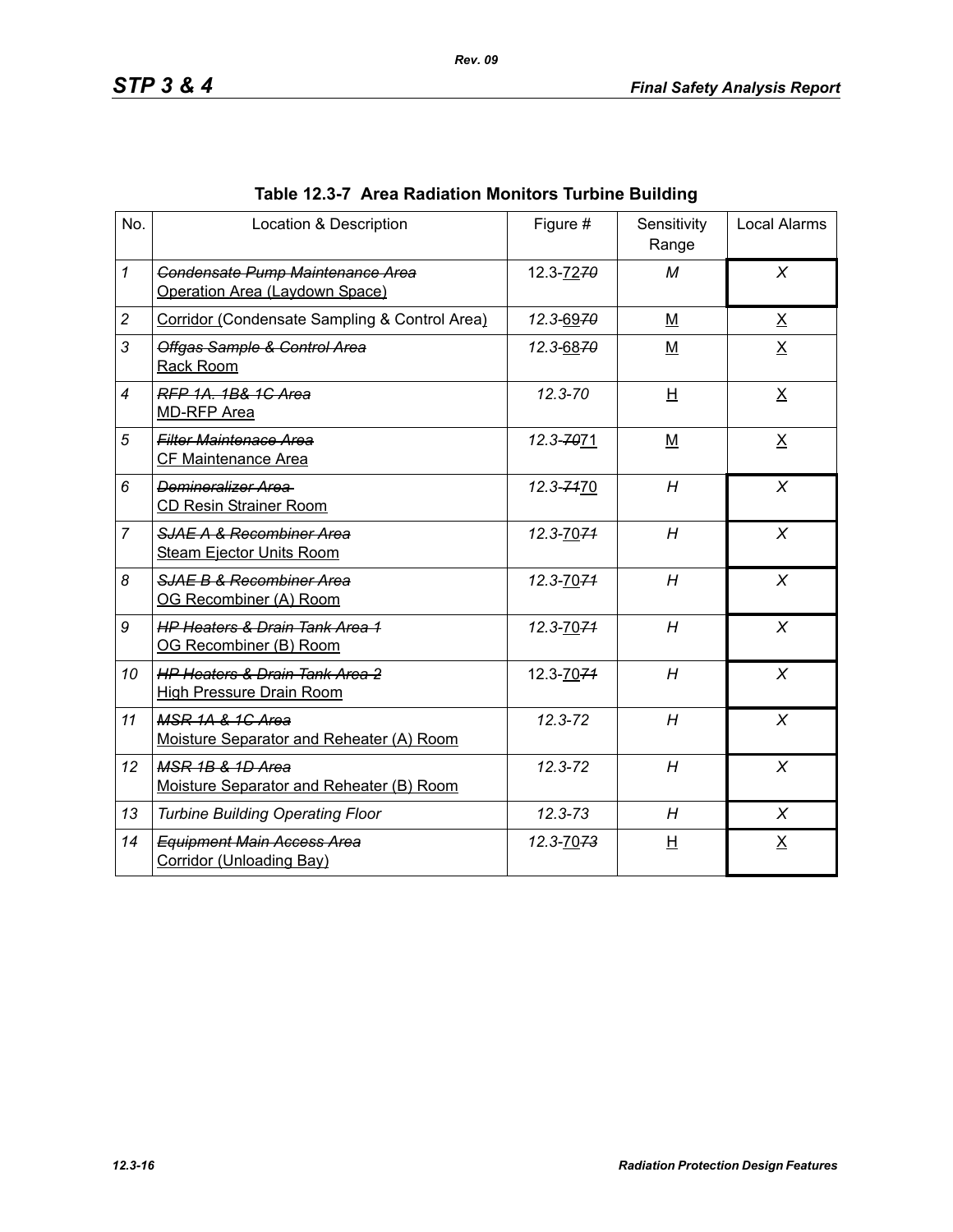**Table 12.3-7 Area Radiation Monitors Turbine Building**

| No. | Location & Description | Figure # | Sensitivity Range | Local Alarms |
|---|---|---|---|---|
| *1* | ~~*Condensate Pump Maintenance Area*~~ <u>Operation Area (Laydown Space)</u> | 12.3-<u>72</u>~~*70*~~ | *M* | *X* |
| *2* | <u>Corridor (</u>Condensate Sampling & Control Area<u>)</u> | *12.3-*<u>69</u>~~*70*~~ | <u>M</u> | <u>X</u> |
| *3* | ~~*Offgas Sample & Control Area*~~ <u>Rack Room</u> | *12.3-*<u>68</u>~~*70*~~ | <u>M</u> | <u>X</u> |
| *4* | ~~*RFP 1A. 1B& 1C Area*~~ <u>MD-RFP Area</u> | *12.3-70* | <u>H</u> | <u>X</u> |
| *5* | ~~*Filter Maintenace Area*~~ <u>CF Maintenance Area</u> | *12.3-*~~*70*~~<u>71</u> | <u>M</u> | <u>X</u> |
| *6* | ~~*Demineralizer Area*~~ <u>CD Resin Strainer Room</u> | *12.3-*~~*71*~~<u>70</u> | *H* | *X* |
| *7* | ~~*SJAE A & Recombiner Area*~~ <u>Steam Ejector Units Room</u> | *12.3-*<u>70</u>~~*71*~~ | *H* | *X* |
| *8* | ~~*SJAE B & Recombiner Area*~~ <u>OG Recombiner (A) Room</u> | *12.3-*<u>70</u>~~*71*~~ | *H* | *X* |
| *9* | ~~*HP Heaters & Drain Tank Area 1*~~ <u>OG Recombiner (B) Room</u> | *12.3-*<u>70</u>~~*71*~~ | *H* | *X* |
| *10* | ~~*HP Heaters & Drain Tank Area 2*~~ <u>High Pressure Drain Room</u> | 12.3-<u>70</u>~~*71*~~ | *H* | *X* |
| *11* | ~~*MSR 1A & 1C Area*~~ <u>Moisture Separator and Reheater (A) Room</u> | *12.3-72* | *H* | *X* |
| *12* | ~~*MSR 1B & 1D Area*~~ <u>Moisture Separator and Reheater (B) Room</u> | *12.3-72* | *H* | *X* |
| *13* | *Turbine Building Operating Floor* | *12.3-73* | *H* | *X* |
| *14* | ~~*Equipment Main Access Area*~~ <u>Corridor (Unloading Bay)</u> | *12.3-*<u>70</u>~~*73*~~ | <u>H</u> | <u>X</u> |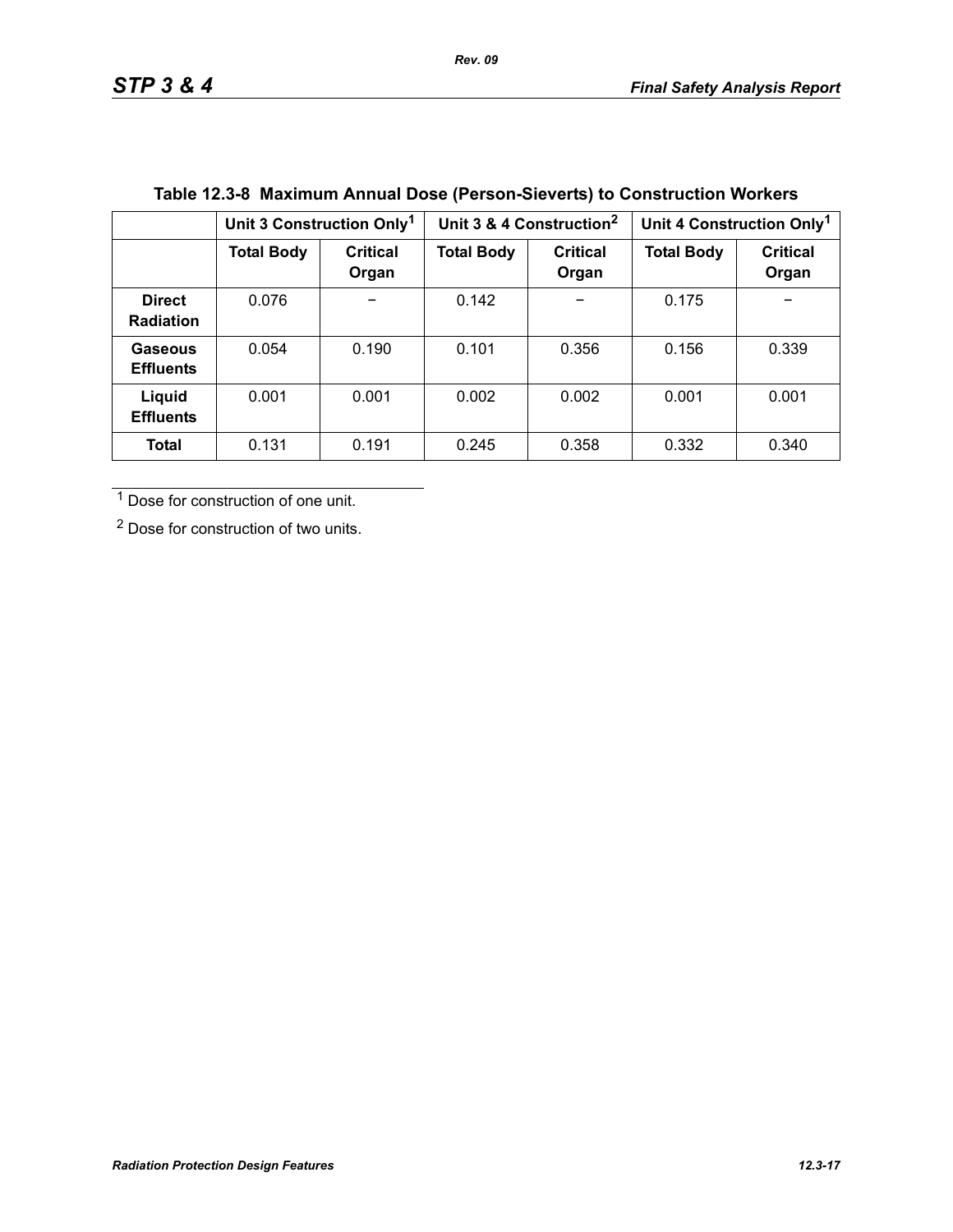**Table 12.3-8 Maximum Annual Dose (Person-Sieverts) to Construction Workers**

| | Unit 3 Construction Only[1] | | Unit 3 & 4 Construction[2] | | Unit 4 Construction Only[1] | |
|---|---|---|---|---|---|---|
| | **Total Body** | **Critical Organ** | **Total Body** | **Critical Organ** | **Total Body** | **Critical Organ** |
| **Direct Radiation** | 0.076 | – | 0.142 | – | 0.175 | – |
| **Gaseous Effluents** | 0.054 | 0.190 | 0.101 | 0.356 | 0.156 | 0.339 |
| **Liquid Effluents** | 0.001 | 0.001 | 0.002 | 0.002 | 0.001 | 0.001 |
| **Total** | 0.131 | 0.191 | 0.245 | 0.358 | 0.332 | 0.340 |

[1] Dose for construction of one unit.

[2] Dose for construction of two units.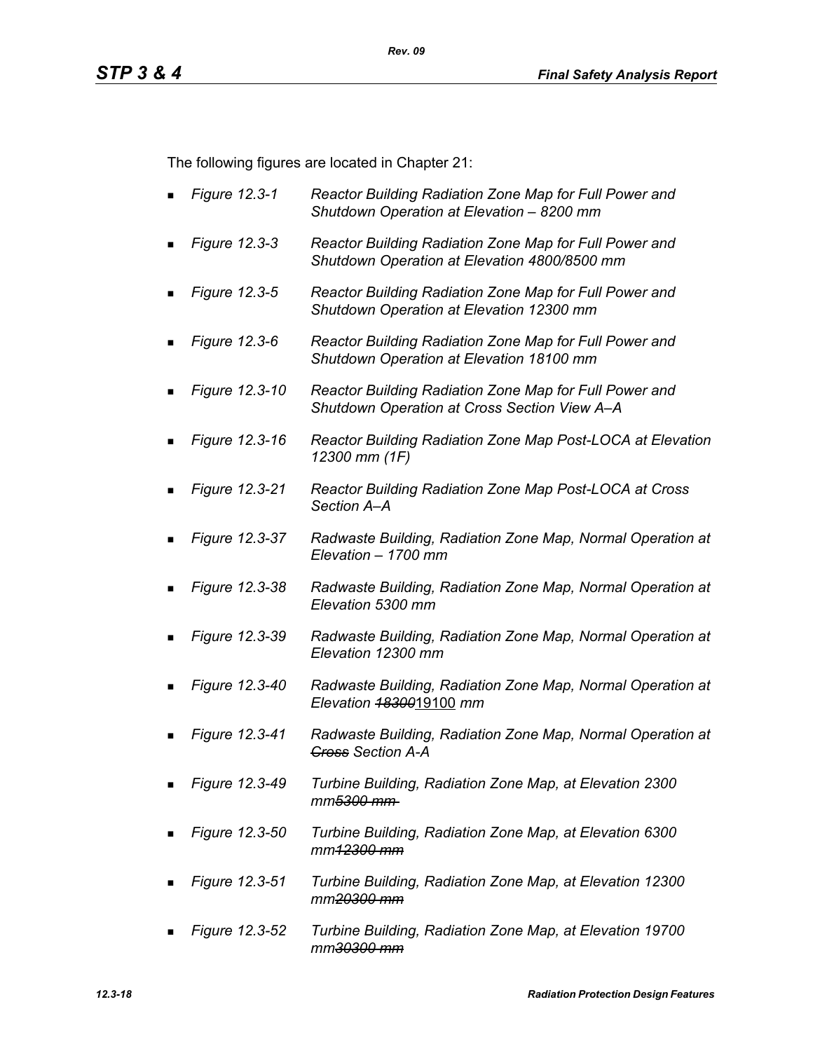The following figures are located in Chapter 21:

- *Figure 12.3-1* *Reactor Building Radiation Zone Map for Full Power and Shutdown Operation at Elevation – 8200 mm*
- *Figure 12.3-3* *Reactor Building Radiation Zone Map for Full Power and Shutdown Operation at Elevation 4800/8500 mm*
- *Figure 12.3-5* *Reactor Building Radiation Zone Map for Full Power and Shutdown Operation at Elevation 12300 mm*
- *Figure 12.3-6* *Reactor Building Radiation Zone Map for Full Power and Shutdown Operation at Elevation 18100 mm*
- *Figure 12.3-10* *Reactor Building Radiation Zone Map for Full Power and Shutdown Operation at Cross Section View A–A*
- *Figure 12.3-16* *Reactor Building Radiation Zone Map Post-LOCA at Elevation 12300 mm (1F)*
- *Figure 12.3-21* *Reactor Building Radiation Zone Map Post-LOCA at Cross Section A–A*
- *Figure 12.3-37* *Radwaste Building, Radiation Zone Map, Normal Operation at Elevation – 1700 mm*
- *Figure 12.3-38* *Radwaste Building, Radiation Zone Map, Normal Operation at Elevation 5300 mm*
- *Figure 12.3-39* *Radwaste Building, Radiation Zone Map, Normal Operation at Elevation 12300 mm*
- *Figure 12.3-40* *Radwaste Building, Radiation Zone Map, Normal Operation at Elevation ~~18300~~*19100 *mm*
- *Figure 12.3-41* *Radwaste Building, Radiation Zone Map, Normal Operation at ~~Cross~~ Section A-A*
- *Figure 12.3-49* *Turbine Building, Radiation Zone Map, at Elevation 2300 mm~~5300 mm~~*
- *Figure 12.3-50* *Turbine Building, Radiation Zone Map, at Elevation 6300 mm~~12300 mm~~*
- *Figure 12.3-51* *Turbine Building, Radiation Zone Map, at Elevation 12300 mm~~20300 mm~~*
- *Figure 12.3-52* *Turbine Building, Radiation Zone Map, at Elevation 19700 mm~~30300 mm~~*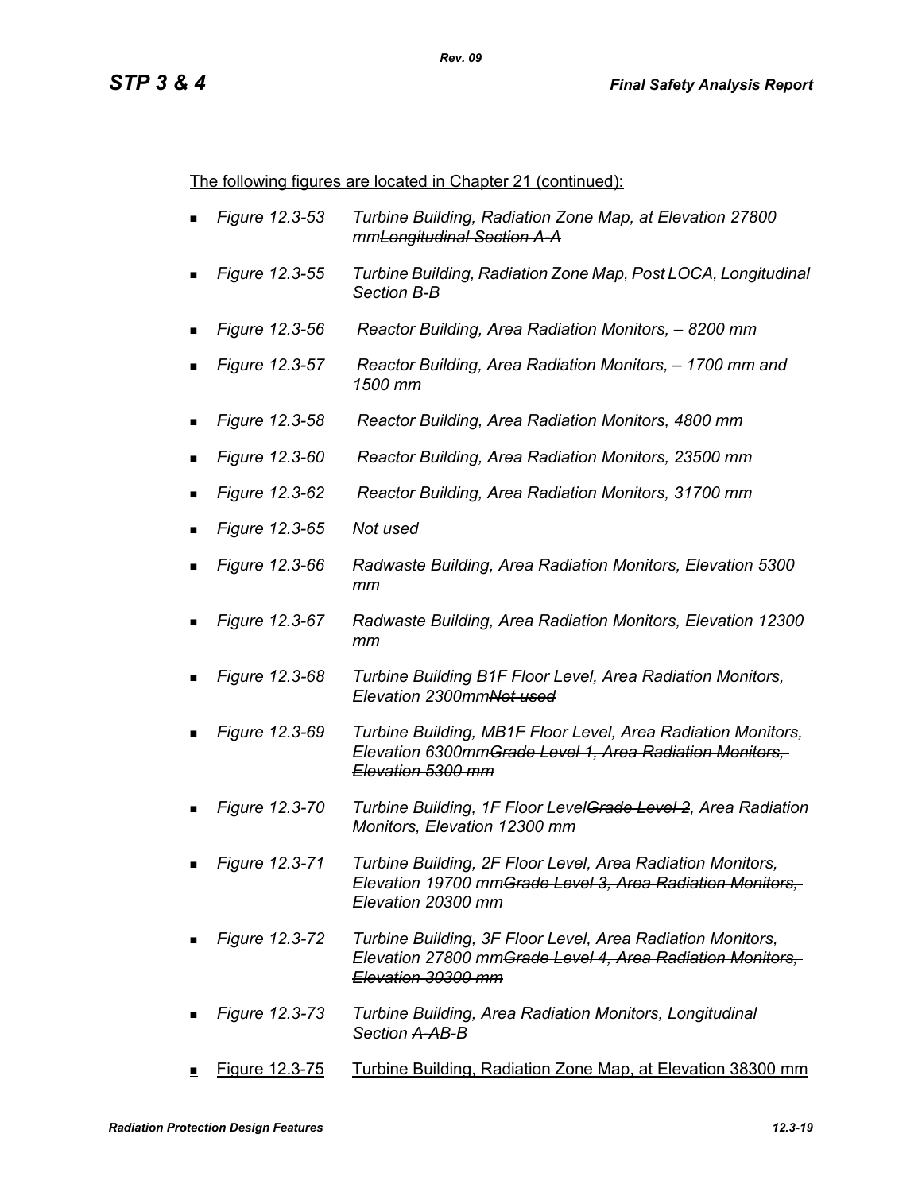The following figures are located in Chapter 21 (continued):

- *Figure 12.3-53 Turbine Building, Radiation Zone Map, at Elevation 27800 mm~~Longitudinal Section A-A~~*
- *Figure 12.3-55 Turbine Building, Radiation Zone Map, Post LOCA, Longitudinal Section B-B*
- *Figure 12.3-56 Reactor Building, Area Radiation Monitors, – 8200 mm*
- *Figure 12.3-57 Reactor Building, Area Radiation Monitors, – 1700 mm and 1500 mm*
- *Figure 12.3-58 Reactor Building, Area Radiation Monitors, 4800 mm*
- *Figure 12.3-60 Reactor Building, Area Radiation Monitors, 23500 mm*
- *Figure 12.3-62 Reactor Building, Area Radiation Monitors, 31700 mm*
- *Figure 12.3-65 Not used*
- *Figure 12.3-66 Radwaste Building, Area Radiation Monitors, Elevation 5300 mm*
- *Figure 12.3-67 Radwaste Building, Area Radiation Monitors, Elevation 12300 mm*
- *Figure 12.3-68 Turbine Building B1F Floor Level, Area Radiation Monitors, Elevation 2300mm~~Not used~~*
- *Figure 12.3-69 Turbine Building, MB1F Floor Level, Area Radiation Monitors, Elevation 6300mm~~Grade Level 1, Area Radiation Monitors, Elevation 5300 mm~~*
- *Figure 12.3-70 Turbine Building, 1F Floor Level~~Grade Level 2~~, Area Radiation Monitors, Elevation 12300 mm*
- *Figure 12.3-71 Turbine Building, 2F Floor Level, Area Radiation Monitors, Elevation 19700 mm~~Grade Level 3, Area Radiation Monitors, Elevation 20300 mm~~*
- *Figure 12.3-72 Turbine Building, 3F Floor Level, Area Radiation Monitors, Elevation 27800 mm~~Grade Level 4, Area Radiation Monitors, Elevation 30300 mm~~*
- *Figure 12.3-73 Turbine Building, Area Radiation Monitors, Longitudinal Section ~~A-A~~B-B*
- <u>Figure 12.3-75 Turbine Building, Radiation Zone Map, at Elevation 38300 mm</u>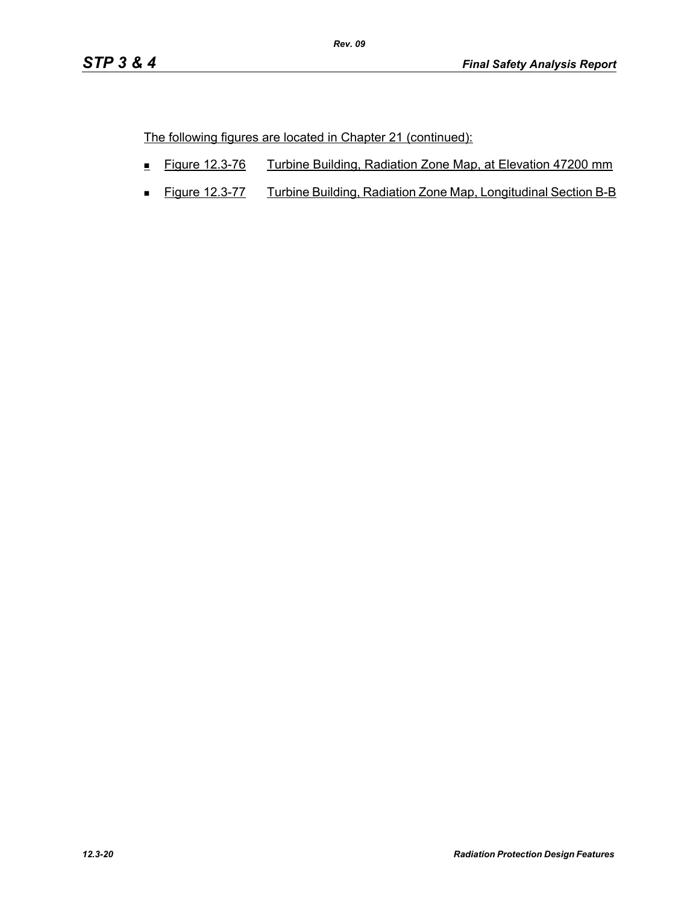The following figures are located in Chapter 21 (continued):

- Figure 12.3-76 Turbine Building, Radiation Zone Map, at Elevation 47200 mm
- Figure 12.3-77 Turbine Building, Radiation Zone Map, Longitudinal Section B-B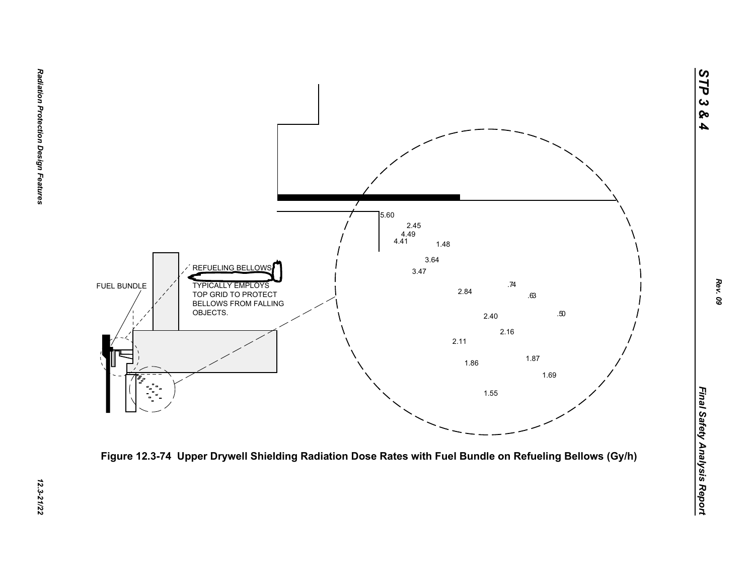FUEL BUNDLE

REFUELING BELLOWS TYPICALLY EMPLOYS TOP GRID TO PROTECT BELLOWS FROM FALLING OBJECTS.

5.60

2.45

4.49

4.41

1.48

3.64

3.47

.74

2.84

.63

.50

2.40

2.16

2.11

1.87

1.86

1.69

1.55

**Figure 12.3-74 Upper Drywell Shielding Radiation Dose Rates with Fuel Bundle on Refueling Bellows (Gy/h)**